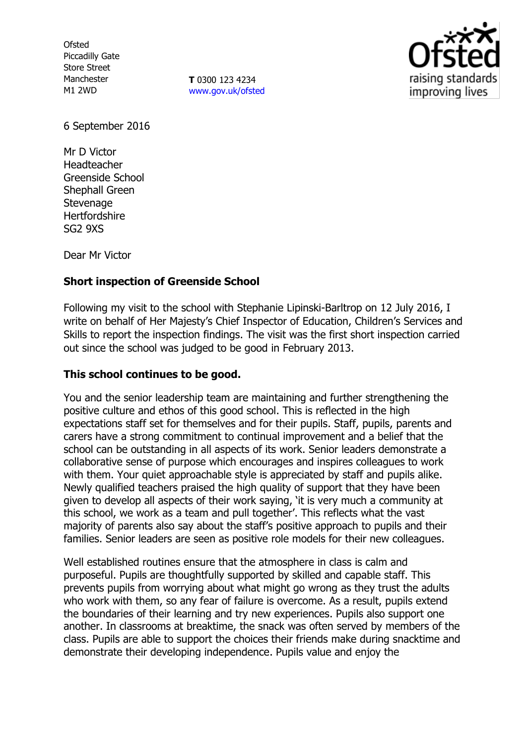Ofsted
Piccadilly Gate
Store Street
Manchester
M1 2WD

**T** 0300 123 4234
www.gov.uk/ofsted

6 September 2016

Mr D Victor
Headteacher
Greenside School
Shephall Green
Stevenage
Hertfordshire
SG2 9XS

Dear Mr Victor

**Short inspection of Greenside School**

Following my visit to the school with Stephanie Lipinski-Barltrop on 12 July 2016, I write on behalf of Her Majesty's Chief Inspector of Education, Children's Services and Skills to report the inspection findings. The visit was the first short inspection carried out since the school was judged to be good in February 2013.

**This school continues to be good.**

You and the senior leadership team are maintaining and further strengthening the positive culture and ethos of this good school. This is reflected in the high expectations staff set for themselves and for their pupils. Staff, pupils, parents and carers have a strong commitment to continual improvement and a belief that the school can be outstanding in all aspects of its work. Senior leaders demonstrate a collaborative sense of purpose which encourages and inspires colleagues to work with them. Your quiet approachable style is appreciated by staff and pupils alike. Newly qualified teachers praised the high quality of support that they have been given to develop all aspects of their work saying, 'it is very much a community at this school, we work as a team and pull together'. This reflects what the vast majority of parents also say about the staff's positive approach to pupils and their families. Senior leaders are seen as positive role models for their new colleagues.

Well established routines ensure that the atmosphere in class is calm and purposeful. Pupils are thoughtfully supported by skilled and capable staff. This prevents pupils from worrying about what might go wrong as they trust the adults who work with them, so any fear of failure is overcome. As a result, pupils extend the boundaries of their learning and try new experiences. Pupils also support one another. In classrooms at breaktime, the snack was often served by members of the class. Pupils are able to support the choices their friends make during snacktime and demonstrate their developing independence. Pupils value and enjoy the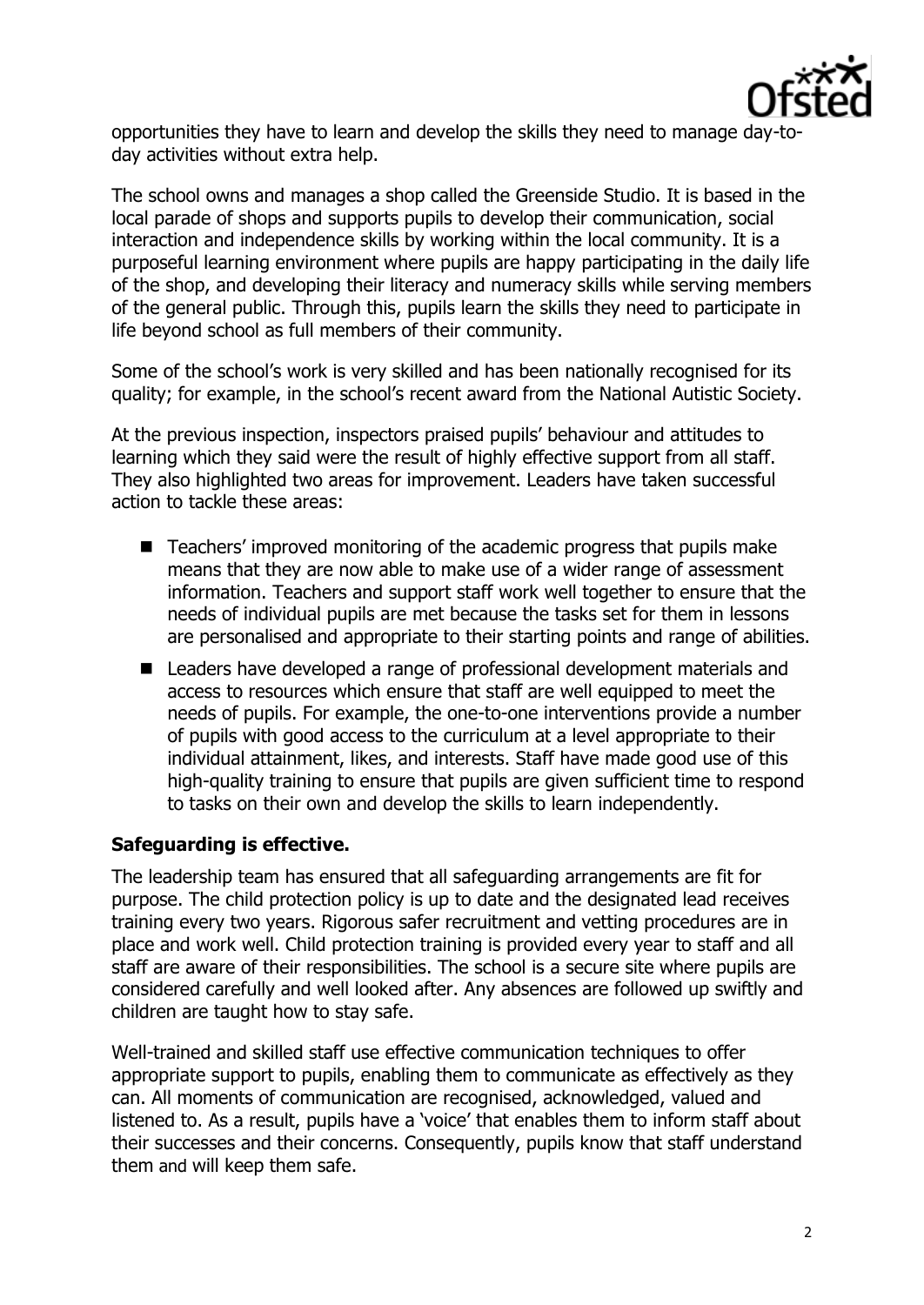opportunities they have to learn and develop the skills they need to manage day-to-day activities without extra help.

The school owns and manages a shop called the Greenside Studio. It is based in the local parade of shops and supports pupils to develop their communication, social interaction and independence skills by working within the local community. It is a purposeful learning environment where pupils are happy participating in the daily life of the shop, and developing their literacy and numeracy skills while serving members of the general public. Through this, pupils learn the skills they need to participate in life beyond school as full members of their community.

Some of the school's work is very skilled and has been nationally recognised for its quality; for example, in the school's recent award from the National Autistic Society.

At the previous inspection, inspectors praised pupils' behaviour and attitudes to learning which they said were the result of highly effective support from all staff. They also highlighted two areas for improvement. Leaders have taken successful action to tackle these areas:

- Teachers' improved monitoring of the academic progress that pupils make means that they are now able to make use of a wider range of assessment information. Teachers and support staff work well together to ensure that the needs of individual pupils are met because the tasks set for them in lessons are personalised and appropriate to their starting points and range of abilities.
- Leaders have developed a range of professional development materials and access to resources which ensure that staff are well equipped to meet the needs of pupils. For example, the one-to-one interventions provide a number of pupils with good access to the curriculum at a level appropriate to their individual attainment, likes, and interests. Staff have made good use of this high-quality training to ensure that pupils are given sufficient time to respond to tasks on their own and develop the skills to learn independently.

## Safeguarding is effective.

The leadership team has ensured that all safeguarding arrangements are fit for purpose. The child protection policy is up to date and the designated lead receives training every two years. Rigorous safer recruitment and vetting procedures are in place and work well. Child protection training is provided every year to staff and all staff are aware of their responsibilities. The school is a secure site where pupils are considered carefully and well looked after. Any absences are followed up swiftly and children are taught how to stay safe.

Well-trained and skilled staff use effective communication techniques to offer appropriate support to pupils, enabling them to communicate as effectively as they can. All moments of communication are recognised, acknowledged, valued and listened to. As a result, pupils have a 'voice' that enables them to inform staff about their successes and their concerns. Consequently, pupils know that staff understand them and will keep them safe.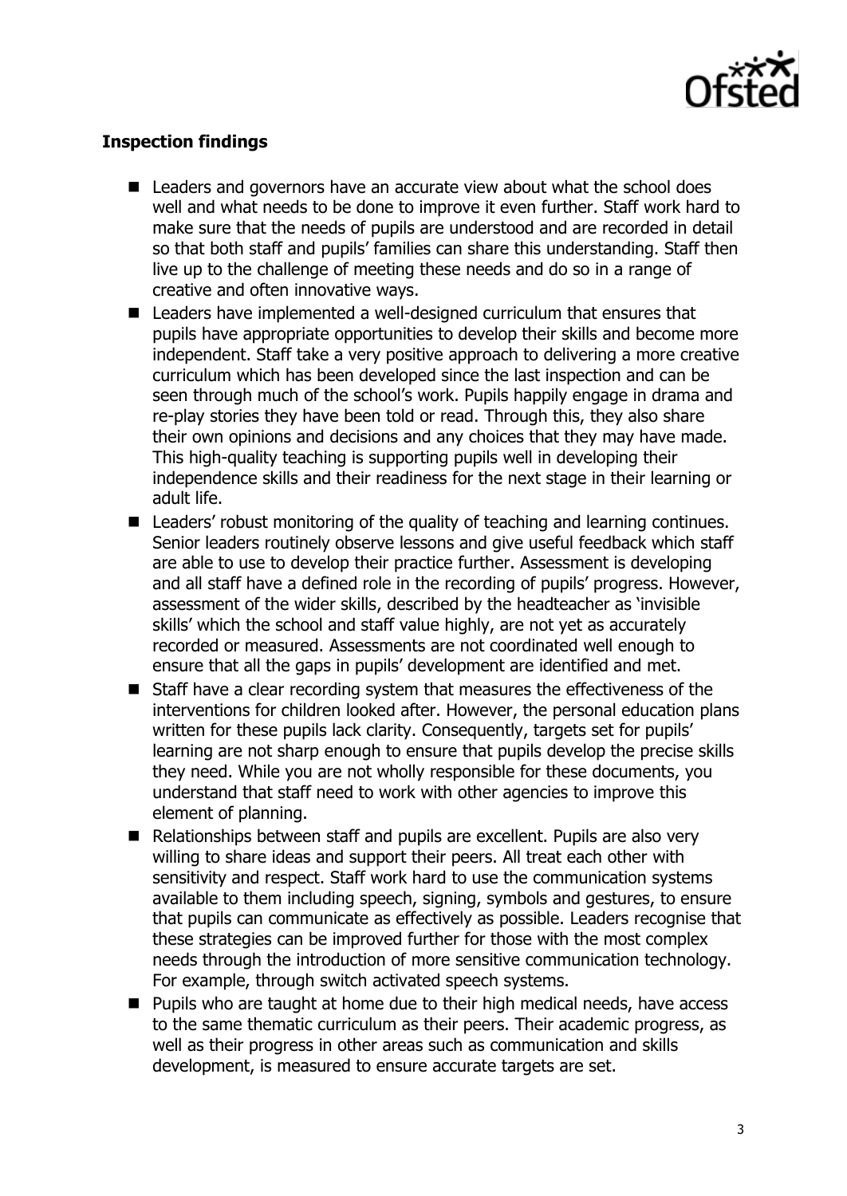**Inspection findings**

- Leaders and governors have an accurate view about what the school does well and what needs to be done to improve it even further. Staff work hard to make sure that the needs of pupils are understood and are recorded in detail so that both staff and pupils' families can share this understanding. Staff then live up to the challenge of meeting these needs and do so in a range of creative and often innovative ways.
- Leaders have implemented a well-designed curriculum that ensures that pupils have appropriate opportunities to develop their skills and become more independent. Staff take a very positive approach to delivering a more creative curriculum which has been developed since the last inspection and can be seen through much of the school's work. Pupils happily engage in drama and re-play stories they have been told or read. Through this, they also share their own opinions and decisions and any choices that they may have made. This high-quality teaching is supporting pupils well in developing their independence skills and their readiness for the next stage in their learning or adult life.
- Leaders' robust monitoring of the quality of teaching and learning continues. Senior leaders routinely observe lessons and give useful feedback which staff are able to use to develop their practice further. Assessment is developing and all staff have a defined role in the recording of pupils' progress. However, assessment of the wider skills, described by the headteacher as 'invisible skills' which the school and staff value highly, are not yet as accurately recorded or measured. Assessments are not coordinated well enough to ensure that all the gaps in pupils' development are identified and met.
- Staff have a clear recording system that measures the effectiveness of the interventions for children looked after. However, the personal education plans written for these pupils lack clarity. Consequently, targets set for pupils' learning are not sharp enough to ensure that pupils develop the precise skills they need. While you are not wholly responsible for these documents, you understand that staff need to work with other agencies to improve this element of planning.
- Relationships between staff and pupils are excellent. Pupils are also very willing to share ideas and support their peers. All treat each other with sensitivity and respect. Staff work hard to use the communication systems available to them including speech, signing, symbols and gestures, to ensure that pupils can communicate as effectively as possible. Leaders recognise that these strategies can be improved further for those with the most complex needs through the introduction of more sensitive communication technology. For example, through switch activated speech systems.
- Pupils who are taught at home due to their high medical needs, have access to the same thematic curriculum as their peers. Their academic progress, as well as their progress in other areas such as communication and skills development, is measured to ensure accurate targets are set.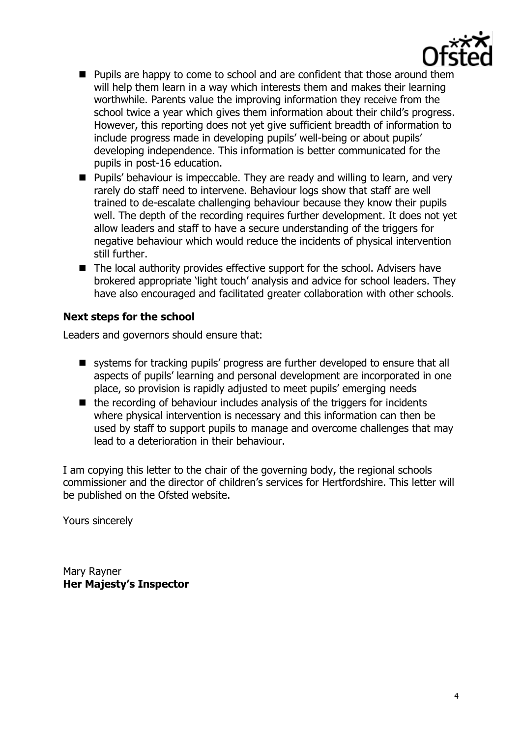- Pupils are happy to come to school and are confident that those around them will help them learn in a way which interests them and makes their learning worthwhile. Parents value the improving information they receive from the school twice a year which gives them information about their child's progress. However, this reporting does not yet give sufficient breadth of information to include progress made in developing pupils' well-being or about pupils' developing independence. This information is better communicated for the pupils in post-16 education.
- Pupils' behaviour is impeccable. They are ready and willing to learn, and very rarely do staff need to intervene. Behaviour logs show that staff are well trained to de-escalate challenging behaviour because they know their pupils well. The depth of the recording requires further development. It does not yet allow leaders and staff to have a secure understanding of the triggers for negative behaviour which would reduce the incidents of physical intervention still further.
- The local authority provides effective support for the school. Advisers have brokered appropriate 'light touch' analysis and advice for school leaders. They have also encouraged and facilitated greater collaboration with other schools.

### Next steps for the school

Leaders and governors should ensure that:

- systems for tracking pupils' progress are further developed to ensure that all aspects of pupils' learning and personal development are incorporated in one place, so provision is rapidly adjusted to meet pupils' emerging needs
- the recording of behaviour includes analysis of the triggers for incidents where physical intervention is necessary and this information can then be used by staff to support pupils to manage and overcome challenges that may lead to a deterioration in their behaviour.

I am copying this letter to the chair of the governing body, the regional schools commissioner and the director of children's services for Hertfordshire. This letter will be published on the Ofsted website.

Yours sincerely

Mary Rayner
**Her Majesty's Inspector**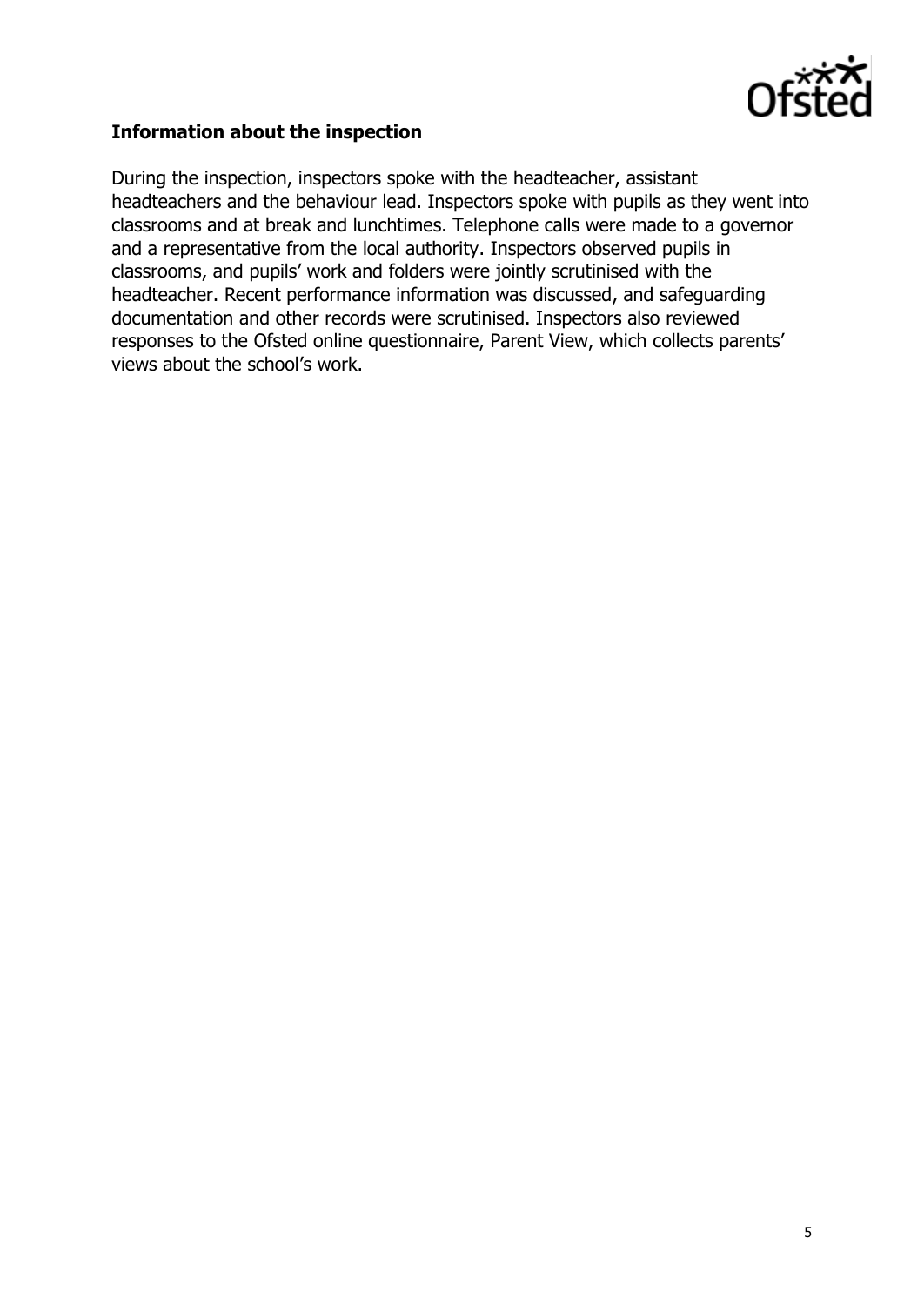**Information about the inspection**

During the inspection, inspectors spoke with the headteacher, assistant headteachers and the behaviour lead. Inspectors spoke with pupils as they went into classrooms and at break and lunchtimes. Telephone calls were made to a governor and a representative from the local authority. Inspectors observed pupils in classrooms, and pupils' work and folders were jointly scrutinised with the headteacher. Recent performance information was discussed, and safeguarding documentation and other records were scrutinised. Inspectors also reviewed responses to the Ofsted online questionnaire, Parent View, which collects parents' views about the school's work.